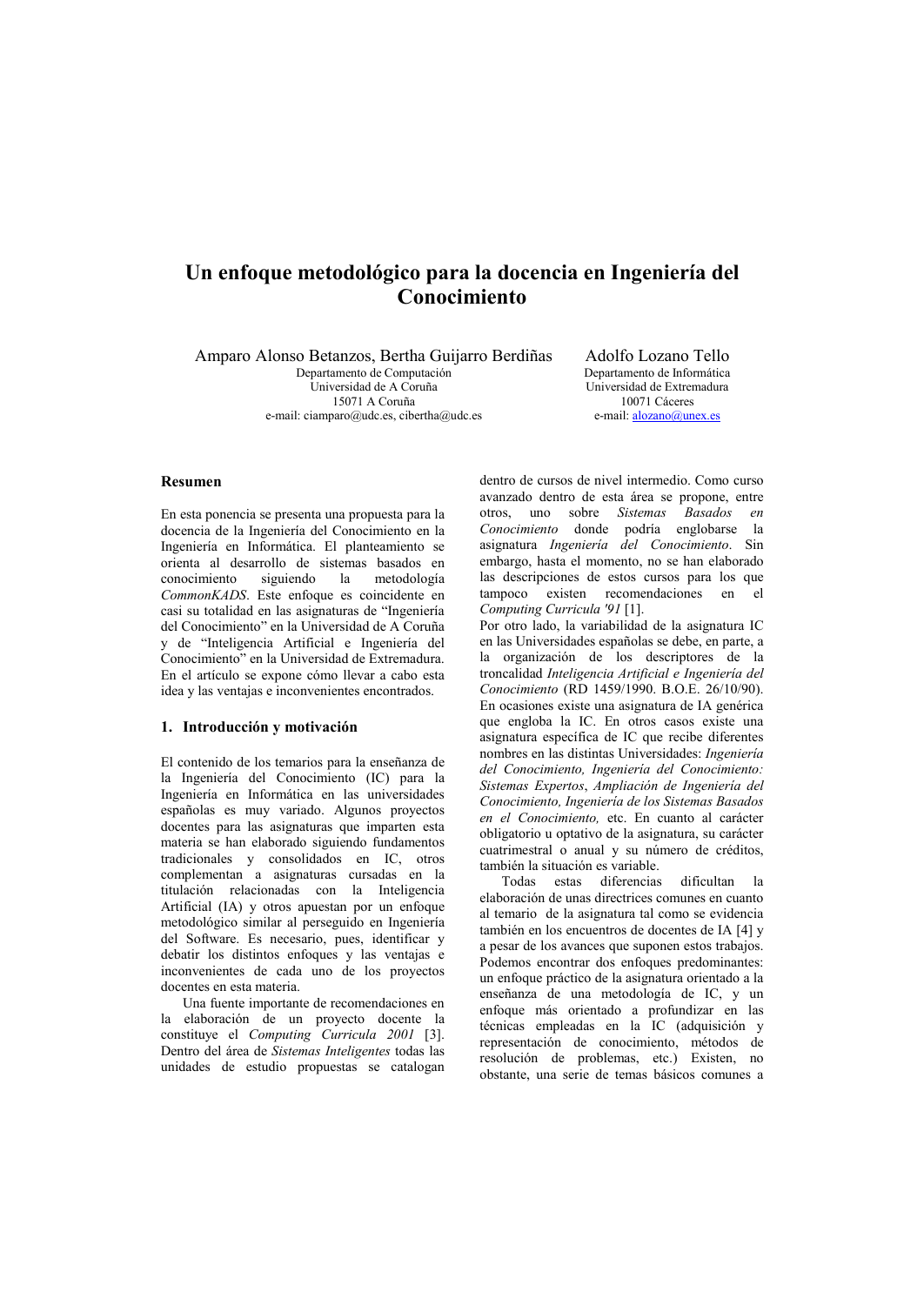# Un enfoque metodológico para la docencia en Ingeniería del Conocimiento

Amparo Alonso Betanzos, Bertha Guijarro Berdiñas
Departamento de Computación
Universidad de A Coruña
15071 A Coruña
e-mail: ciamparo@udc.es, cibertha@udc.es

Adolfo Lozano Tello
Departamento de Informática
Universidad de Extremadura
10071 Cáceres
e-mail: alozano@unex.es

## Resumen

En esta ponencia se presenta una propuesta para la docencia de la Ingeniería del Conocimiento en la Ingeniería en Informática. El planteamiento se orienta al desarrollo de sistemas basados en conocimiento siguiendo la metodología *CommonKADS*. Este enfoque es coincidente en casi su totalidad en las asignaturas de "Ingeniería del Conocimiento" en la Universidad de A Coruña y de "Inteligencia Artificial e Ingeniería del Conocimiento" en la Universidad de Extremadura. En el artículo se expone cómo llevar a cabo esta idea y las ventajas e inconvenientes encontrados.

## 1. Introducción y motivación

El contenido de los temarios para la enseñanza de la Ingeniería del Conocimiento (IC) para la Ingeniería en Informática en las universidades españolas es muy variado. Algunos proyectos docentes para las asignaturas que imparten esta materia se han elaborado siguiendo fundamentos tradicionales y consolidados en IC, otros complementan a asignaturas cursadas en la titulación relacionadas con la Inteligencia Artificial (IA) y otros apuestan por un enfoque metodológico similar al perseguido en Ingeniería del Software. Es necesario, pues, identificar y debatir los distintos enfoques y las ventajas e inconvenientes de cada uno de los proyectos docentes en esta materia.

Una fuente importante de recomendaciones en la elaboración de un proyecto docente la constituye el *Computing Curricula 2001* [3]. Dentro del área de *Sistemas Inteligentes* todas las unidades de estudio propuestas se catalogan dentro de cursos de nivel intermedio. Como curso avanzado dentro de esta área se propone, entre otros, uno sobre *Sistemas Basados en Conocimiento* donde podría englobarse la asignatura *Ingeniería del Conocimiento*. Sin embargo, hasta el momento, no se han elaborado las descripciones de estos cursos para los que tampoco existen recomendaciones en el *Computing Curricula '91* [1].

Por otro lado, la variabilidad de la asignatura IC en las Universidades españolas se debe, en parte, a la organización de los descriptores de la troncalidad *Inteligencia Artificial e Ingeniería del Conocimiento* (RD 1459/1990. B.O.E. 26/10/90). En ocasiones existe una asignatura de IA genérica que engloba la IC. En otros casos existe una asignatura específica de IC que recibe diferentes nombres en las distintas Universidades: *Ingeniería del Conocimiento, Ingeniería del Conocimiento: Sistemas Expertos*, *Ampliación de Ingeniería del Conocimiento, Ingeniería de los Sistemas Basados en el Conocimiento,* etc. En cuanto al carácter obligatorio u optativo de la asignatura, su carácter cuatrimestral o anual y su número de créditos, también la situación es variable.

Todas estas diferencias dificultan la elaboración de unas directrices comunes en cuanto al temario de la asignatura tal como se evidencia también en los encuentros de docentes de IA [4] y a pesar de los avances que suponen estos trabajos. Podemos encontrar dos enfoques predominantes: un enfoque práctico de la asignatura orientado a la enseñanza de una metodología de IC, y un enfoque más orientado a profundizar en las técnicas empleadas en la IC (adquisición y representación de conocimiento, métodos de resolución de problemas, etc.) Existen, no obstante, una serie de temas básicos comunes a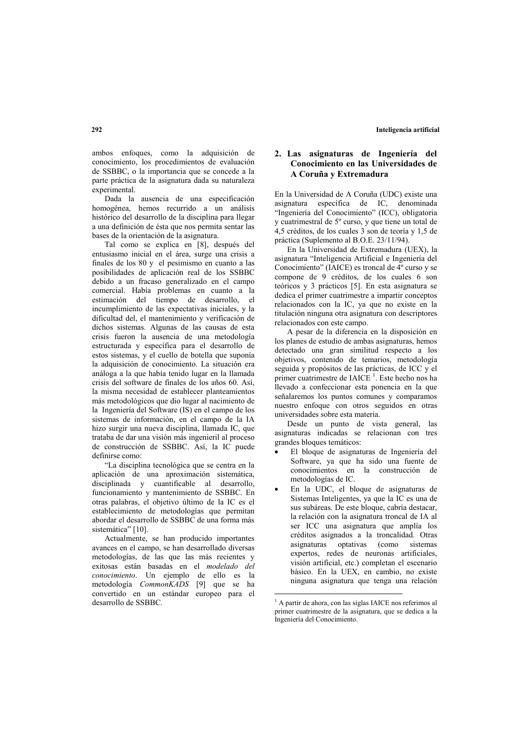ambos enfoques, como la adquisición de conocimiento, los procedimientos de evaluación de SSBBC, o la importancia que se concede a la parte práctica de la asignatura dada su naturaleza experimental.

Dada la ausencia de una especificación homogénea, hemos recurrido a un análisis histórico del desarrollo de la disciplina para llegar a una definición de ésta que nos permita sentar las bases de la orientación de la asignatura.

Tal como se explica en [8], después del entusiasmo inicial en el área, surge una crisis a finales de los 80 y el pesimismo en cuanto a las posibilidades de aplicación real de los SSBBC debido a un fracaso generalizado en el campo comercial. Había problemas en cuanto a la estimación del tiempo de desarrollo, el incumplimiento de las expectativas iniciales, y la dificultad del, el mantenimiento y verificación de dichos sistemas. Algunas de las causas de esta crisis fueron la ausencia de una metodología estructurada y específica para el desarrollo de estos sistemas, y el cuello de botella que suponía la adquisición de conocimiento. La situación era análoga a la que había tenido lugar en la llamada crisis del software de finales de los años 60. Así, la misma necesidad de establecer planteamientos más metodológicos que dio lugar al nacimiento de la Ingeniería del Software (IS) en el campo de los sistemas de información, en el campo de la IA hizo surgir una nueva disciplina, llamada IC, que trataba de dar una visión más ingenieril al proceso de construcción de SSBBC. Así, la IC puede definirse como:

"La disciplina tecnológica que se centra en la aplicación de una aproximación sistemática, disciplinada y cuantificable al desarrollo, funcionamiento y mantenimiento de SSBBC. En otras palabras, el objetivo último de la IC es el establecimiento de metodologías que permitan abordar el desarrollo de SSBBC de una forma más sistemática" [10].

Actualmente, se han producido importantes avances en el campo, se han desarrollado diversas metodologías, de las que las más recientes y exitosas están basadas en el *modelado del conocimiento*. Un ejemplo de ello es la metodología *CommonKADS* [9] que se ha convertido en un estándar europeo para el desarrollo de SSBBC.

## 2. Las asignaturas de Ingeniería del Conocimiento en las Universidades de A Coruña y Extremadura

En la Universidad de A Coruña (UDC) existe una asignatura específica de IC, denominada "Ingeniería del Conocimiento" (ICC), obligatoria y cuatrimestral de 5º curso, y que tiene un total de 4,5 créditos, de los cuales 3 son de teoría y 1,5 de práctica (Suplemento al B.O.E. 23/11/94).

En la Universidad de Extremadura (UEX), la asignatura "Inteligencia Artificial e Ingeniería del Conocimiento" (IAICE) es troncal de 4º curso y se compone de 9 créditos, de los cuales 6 son teóricos y 3 prácticos [5]. En esta asignatura se dedica el primer cuatrimestre a impartir conceptos relacionados con la IC, ya que no existe en la titulación ninguna otra asignatura con descriptores relacionados con este campo.

A pesar de la diferencia en la disposición en los planes de estudio de ambas asignaturas, hemos detectado una gran similitud respecto a los objetivos, contenido de temarios, metodología seguida y propósitos de las prácticas, de ICC y el primer cuatrimestre de IAICE [1]. Este hecho nos ha llevado a confeccionar esta ponencia en la que señalaremos los puntos comunes y comparamos nuestro enfoque con otros seguidos en otras universidades sobre esta materia.

Desde un punto de vista general, las asignaturas indicadas se relacionan con tres grandes bloques temáticos:

- El bloque de asignaturas de Ingeniería del Software, ya que ha sido una fuente de conocimientos en la construcción de metodologías de IC.
- En la UDC, el bloque de asignaturas de Sistemas Inteligentes, ya que la IC es una de sus subáreas. De este bloque, cabría destacar, la relación con la asignatura troncal de IA al ser ICC una asignatura que amplía los créditos asignados a la troncalidad. Otras asignaturas optativas (como sistemas expertos, redes de neuronas artificiales, visión artificial, etc.) completan el escenario básico. En la UEX, en cambio, no existe ninguna asignatura que tenga una relación

[1] A partir de ahora, con las siglas IAICE nos referimos al primer cuatrimestre de la asignatura, que se dedica a la Ingeniería del Conocimiento.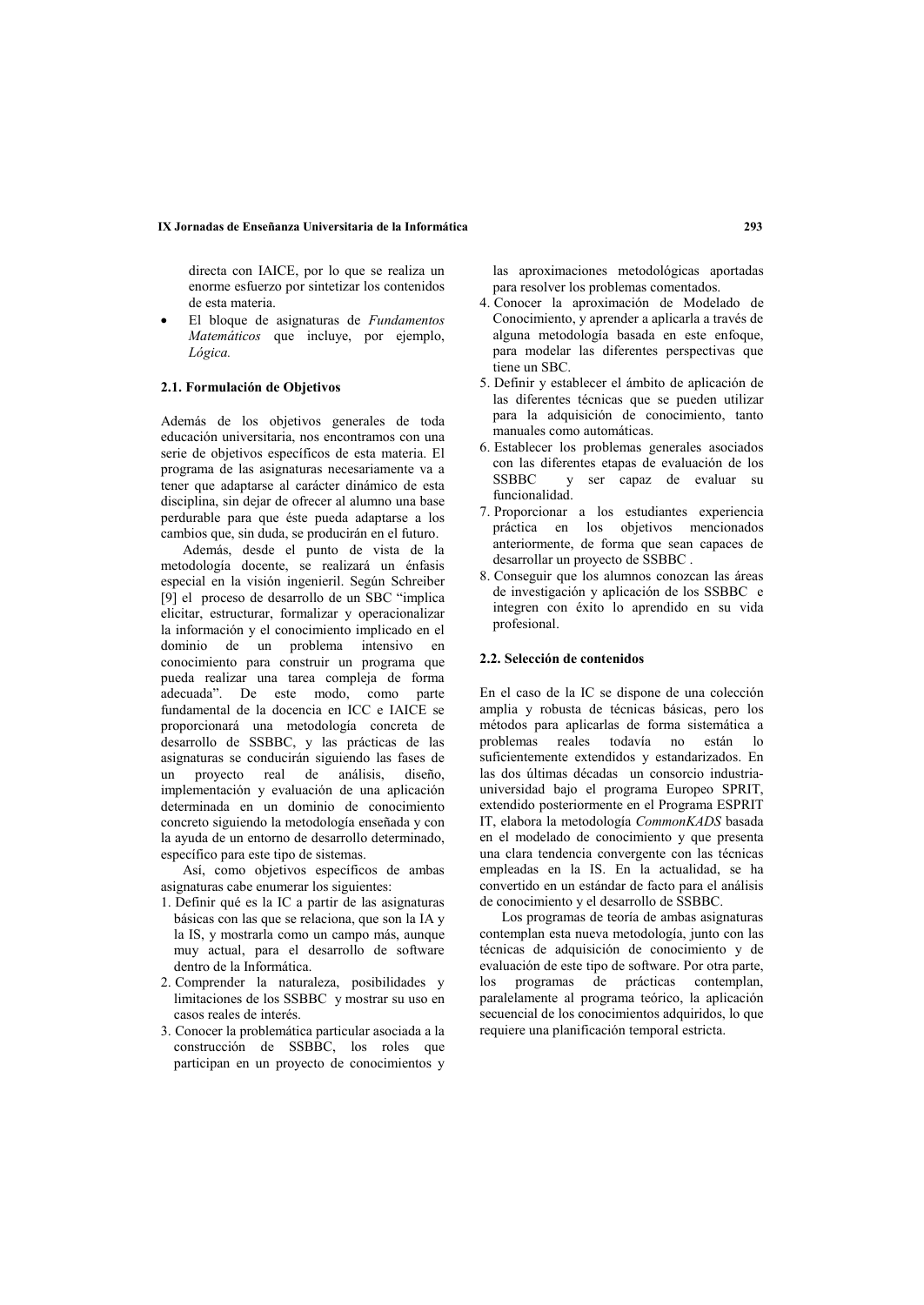directa con IAICE, por lo que se realiza un enorme esfuerzo por sintetizar los contenidos de esta materia.

- El bloque de asignaturas de *Fundamentos Matemáticos* que incluye, por ejemplo, *Lógica.*

### 2.1. Formulación de Objetivos

Además de los objetivos generales de toda educación universitaria, nos encontramos con una serie de objetivos específicos de esta materia. El programa de las asignaturas necesariamente va a tener que adaptarse al carácter dinámico de esta disciplina, sin dejar de ofrecer al alumno una base perdurable para que éste pueda adaptarse a los cambios que, sin duda, se producirán en el futuro.

Además, desde el punto de vista de la metodología docente, se realizará un énfasis especial en la visión ingenieril. Según Schreiber [9] el proceso de desarrollo de un SBC "implica elicitar, estructurar, formalizar y operacionalizar la información y el conocimiento implicado en el dominio de un problema intensivo en conocimiento para construir un programa que pueda realizar una tarea compleja de forma adecuada". De este modo, como parte fundamental de la docencia en ICC e IAICE se proporcionará una metodología concreta de desarrollo de SSBBC, y las prácticas de las asignaturas se conducirán siguiendo las fases de un proyecto real de análisis, diseño, implementación y evaluación de una aplicación determinada en un dominio de conocimiento concreto siguiendo la metodología enseñada y con la ayuda de un entorno de desarrollo determinado, específico para este tipo de sistemas.

Así, como objetivos específicos de ambas asignaturas cabe enumerar los siguientes:

1. Definir qué es la IC a partir de las asignaturas básicas con las que se relaciona, que son la IA y la IS, y mostrarla como un campo más, aunque muy actual, para el desarrollo de software dentro de la Informática.
2. Comprender la naturaleza, posibilidades y limitaciones de los SSBBC y mostrar su uso en casos reales de interés.
3. Conocer la problemática particular asociada a la construcción de SSBBC, los roles que participan en un proyecto de conocimientos y las aproximaciones metodológicas aportadas para resolver los problemas comentados.
4. Conocer la aproximación de Modelado de Conocimiento, y aprender a aplicarla a través de alguna metodología basada en este enfoque, para modelar las diferentes perspectivas que tiene un SBC.
5. Definir y establecer el ámbito de aplicación de las diferentes técnicas que se pueden utilizar para la adquisición de conocimiento, tanto manuales como automáticas.
6. Establecer los problemas generales asociados con las diferentes etapas de evaluación de los SSBBC y ser capaz de evaluar su funcionalidad.
7. Proporcionar a los estudiantes experiencia práctica en los objetivos mencionados anteriormente, de forma que sean capaces de desarrollar un proyecto de SSBBC .
8. Conseguir que los alumnos conozcan las áreas de investigación y aplicación de los SSBBC e integren con éxito lo aprendido en su vida profesional.

### 2.2. Selección de contenidos

En el caso de la IC se dispone de una colección amplia y robusta de técnicas básicas, pero los métodos para aplicarlas de forma sistemática a problemas reales todavía no están lo suficientemente extendidos y estandarizados. En las dos últimas décadas un consorcio industria-universidad bajo el programa Europeo SPRIT, extendido posteriormente en el Programa ESPRIT IT, elabora la metodología *CommonKADS* basada en el modelado de conocimiento y que presenta una clara tendencia convergente con las técnicas empleadas en la IS. En la actualidad, se ha convertido en un estándar de facto para el análisis de conocimiento y el desarrollo de SSBBC.

Los programas de teoría de ambas asignaturas contemplan esta nueva metodología, junto con las técnicas de adquisición de conocimiento y de evaluación de este tipo de software. Por otra parte, los programas de prácticas contemplan, paralelamente al programa teórico, la aplicación secuencial de los conocimientos adquiridos, lo que requiere una planificación temporal estricta.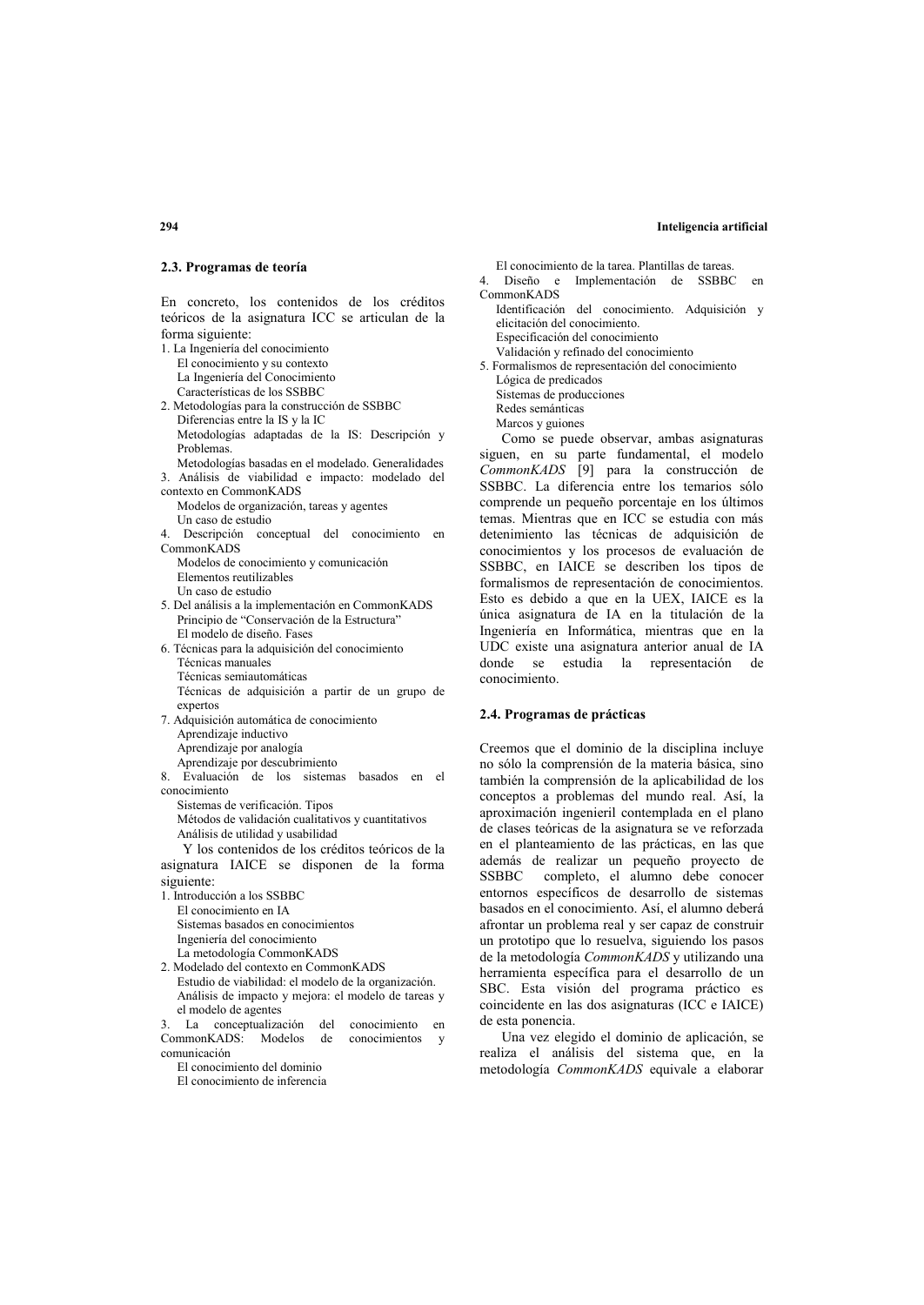### 2.3. Programas de teoría

En concreto, los contenidos de los créditos teóricos de la asignatura ICC se articulan de la forma siguiente:

1. La Ingeniería del conocimiento
   - El conocimiento y su contexto
   - La Ingeniería del Conocimiento
   - Características de los SSBBC
2. Metodologías para la construcción de SSBBC
   - Diferencias entre la IS y la IC
   - Metodologías adaptadas de la IS: Descripción y Problemas.
   - Metodologías basadas en el modelado. Generalidades
3. Análisis de viabilidad e impacto: modelado del contexto en CommonKADS
   - Modelos de organización, tareas y agentes
   - Un caso de estudio
4. Descripción conceptual del conocimiento en CommonKADS
   - Modelos de conocimiento y comunicación
   - Elementos reutilizables
   - Un caso de estudio
5. Del análisis a la implementación en CommonKADS
   - Principio de "Conservación de la Estructura"
   - El modelo de diseño. Fases
6. Técnicas para la adquisición del conocimiento
   - Técnicas manuales
   - Técnicas semiautomáticas
   - Técnicas de adquisición a partir de un grupo de expertos
7. Adquisición automática de conocimiento
   - Aprendizaje inductivo
   - Aprendizaje por analogía
   - Aprendizaje por descubrimiento
8. Evaluación de los sistemas basados en el conocimiento
   - Sistemas de verificación. Tipos
   - Métodos de validación cualitativos y cuantitativos
   - Análisis de utilidad y usabilidad

Y los contenidos de los créditos teóricos de la asignatura IAICE se disponen de la forma siguiente:

1. Introducción a los SSBBC
   - El conocimiento en IA
   - Sistemas basados en conocimientos
   - Ingeniería del conocimiento
   - La metodología CommonKADS
2. Modelado del contexto en CommonKADS
   - Estudio de viabilidad: el modelo de la organización.
   - Análisis de impacto y mejora: el modelo de tareas y el modelo de agentes
3. La conceptualización del conocimiento en CommonKADS: Modelos de conocimientos y comunicación
   - El conocimiento del dominio
   - El conocimiento de inferencia
   - El conocimiento de la tarea. Plantillas de tareas.
4. Diseño e Implementación de SSBBC en CommonKADS
   - Identificación del conocimiento. Adquisición y elicitación del conocimiento.
   - Especificación del conocimiento
   - Validación y refinado del conocimiento
5. Formalismos de representación del conocimiento
   - Lógica de predicados
   - Sistemas de producciones
   - Redes semánticas
   - Marcos y guiones

Como se puede observar, ambas asignaturas siguen, en su parte fundamental, el modelo *CommonKADS* [9] para la construcción de SSBBC. La diferencia entre los temarios sólo comprende un pequeño porcentaje en los últimos temas. Mientras que en ICC se estudia con más detenimiento las técnicas de adquisición de conocimientos y los procesos de evaluación de SSBBC, en IAICE se describen los tipos de formalismos de representación de conocimientos. Esto es debido a que en la UEX, IAICE es la única asignatura de IA en la titulación de la Ingeniería en Informática, mientras que en la UDC existe una asignatura anterior anual de IA donde se estudia la representación de conocimiento.

### 2.4. Programas de prácticas

Creemos que el dominio de la disciplina incluye no sólo la comprensión de la materia básica, sino también la comprensión de la aplicabilidad de los conceptos a problemas del mundo real. Así, la aproximación ingenieril contemplada en el plano de clases teóricas de la asignatura se ve reforzada en el planteamiento de las prácticas, en las que además de realizar un pequeño proyecto de SSBBC completo, el alumno debe conocer entornos específicos de desarrollo de sistemas basados en el conocimiento. Así, el alumno deberá afrontar un problema real y ser capaz de construir un prototipo que lo resuelva, siguiendo los pasos de la metodología *CommonKADS* y utilizando una herramienta específica para el desarrollo de un SBC. Esta visión del programa práctico es coincidente en las dos asignaturas (ICC e IAICE) de esta ponencia.

Una vez elegido el dominio de aplicación, se realiza el análisis del sistema que, en la metodología *CommonKADS* equivale a elaborar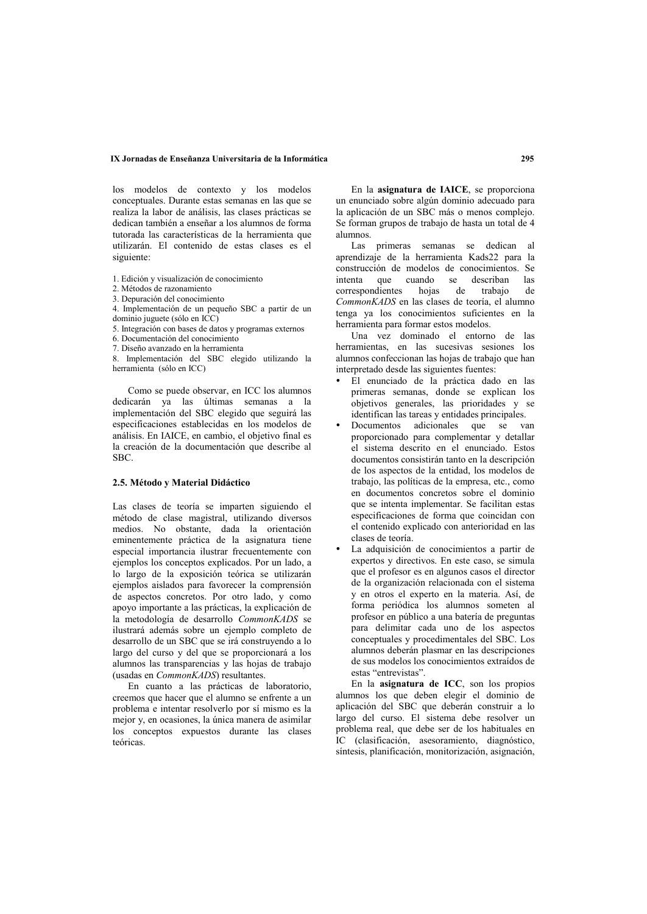los modelos de contexto y los modelos conceptuales. Durante estas semanas en las que se realiza la labor de análisis, las clases prácticas se dedican también a enseñar a los alumnos de forma tutorada las características de la herramienta que utilizarán. El contenido de estas clases es el siguiente:

1. Edición y visualización de conocimiento
2. Métodos de razonamiento
3. Depuración del conocimiento
4. Implementación de un pequeño SBC a partir de un dominio juguete (sólo en ICC)
5. Integración con bases de datos y programas externos
6. Documentación del conocimiento
7. Diseño avanzado en la herramienta
8. Implementación del SBC elegido utilizando la herramienta (sólo en ICC)

Como se puede observar, en ICC los alumnos dedicarán ya las últimas semanas a la implementación del SBC elegido que seguirá las especificaciones establecidas en los modelos de análisis. En IAICE, en cambio, el objetivo final es la creación de la documentación que describe al SBC.

### 2.5. Método y Material Didáctico

Las clases de teoría se imparten siguiendo el método de clase magistral, utilizando diversos medios. No obstante, dada la orientación eminentemente práctica de la asignatura tiene especial importancia ilustrar frecuentemente con ejemplos los conceptos explicados. Por un lado, a lo largo de la exposición teórica se utilizarán ejemplos aislados para favorecer la comprensión de aspectos concretos. Por otro lado, y como apoyo importante a las prácticas, la explicación de la metodología de desarrollo *CommonKADS* se ilustrará además sobre un ejemplo completo de desarrollo de un SBC que se irá construyendo a lo largo del curso y del que se proporcionará a los alumnos las transparencias y las hojas de trabajo (usadas en *CommonKADS*) resultantes.

En cuanto a las prácticas de laboratorio, creemos que hacer que el alumno se enfrente a un problema e intentar resolverlo por sí mismo es la mejor y, en ocasiones, la única manera de asimilar los conceptos expuestos durante las clases teóricas.

En la **asignatura de IAICE**, se proporciona un enunciado sobre algún dominio adecuado para la aplicación de un SBC más o menos complejo. Se forman grupos de trabajo de hasta un total de 4 alumnos.

Las primeras semanas se dedican al aprendizaje de la herramienta Kads22 para la construcción de modelos de conocimientos. Se intenta que cuando se describan las correspondientes hojas de trabajo de *CommonKADS* en las clases de teoría, el alumno tenga ya los conocimientos suficientes en la herramienta para formar estos modelos.

Una vez dominado el entorno de las herramientas, en las sucesivas sesiones los alumnos confeccionan las hojas de trabajo que han interpretado desde las siguientes fuentes:

- El enunciado de la práctica dado en las primeras semanas, donde se explican los objetivos generales, las prioridades y se identifican las tareas y entidades principales.
- Documentos adicionales que se van proporcionado para complementar y detallar el sistema descrito en el enunciado. Estos documentos consistirán tanto en la descripción de los aspectos de la entidad, los modelos de trabajo, las políticas de la empresa, etc., como en documentos concretos sobre el dominio que se intenta implementar. Se facilitan estas especificaciones de forma que coincidan con el contenido explicado con anterioridad en las clases de teoría.
- La adquisición de conocimientos a partir de expertos y directivos. En este caso, se simula que el profesor es en algunos casos el director de la organización relacionada con el sistema y en otros el experto en la materia. Así, de forma periódica los alumnos someten al profesor en público a una batería de preguntas para delimitar cada uno de los aspectos conceptuales y procedimentales del SBC. Los alumnos deberán plasmar en las descripciones de sus modelos los conocimientos extraídos de estas "entrevistas".

En la **asignatura de ICC**, son los propios alumnos los que deben elegir el dominio de aplicación del SBC que deberán construir a lo largo del curso. El sistema debe resolver un problema real, que debe ser de los habituales en IC (clasificación, asesoramiento, diagnóstico, síntesis, planificación, monitorización, asignación,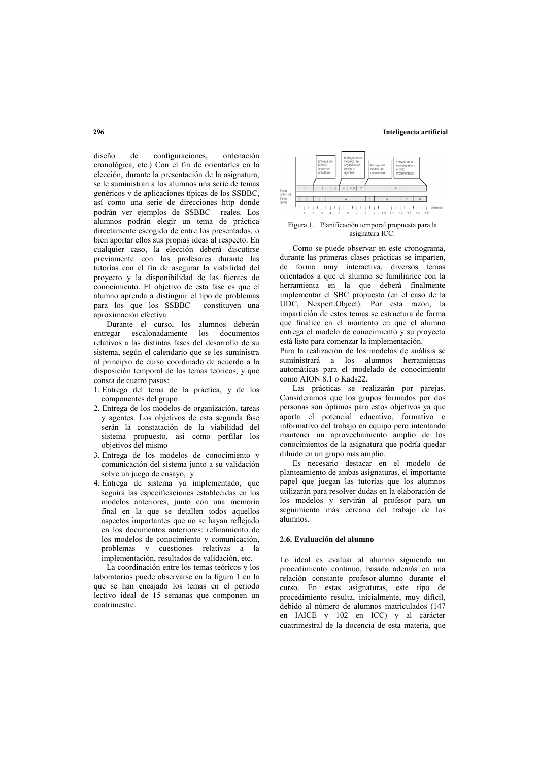diseño de configuraciones, ordenación cronológica, etc.) Con el fin de orientarles en la elección, durante la presentación de la asignatura, se le suministran a los alumnos una serie de temas genéricos y de aplicaciones típicas de los SSBBC, así como una serie de direcciones http donde podrán ver ejemplos de SSBBC reales. Los alumnos podrán elegir un tema de práctica directamente escogido de entre los presentados, o bien aportar ellos sus propias ideas al respecto. En cualquier caso, la elección deberá discutirse previamente con los profesores durante las tutorías con el fin de asegurar la viabilidad del proyecto y la disponibilidad de las fuentes de conocimiento. El objetivo de esta fase es que el alumno aprenda a distinguir el tipo de problemas para los que los SSBBC constituyen una aproximación efectiva.

Durante el curso, los alumnos deberán entregar escalonadamente los documentos relativos a las distintas fases del desarrollo de su sistema, según el calendario que se les suministra al principio de curso coordinado de acuerdo a la disposición temporal de los temas teóricos, y que consta de cuatro pasos:

1. Entrega del tema de la práctica, y de los componentes del grupo
2. Entrega de los modelos de organización, tareas y agentes. Los objetivos de esta segunda fase serán la constatación de la viabilidad del sistema propuesto, así como perfilar los objetivos del mismo
3. Entrega de los modelos de conocimiento y comunicación del sistema junto a su validación sobre un juego de ensayo, y
4. Entrega de sistema ya implementado, que seguirá las especificaciones establecidas en los modelos anteriores, junto con una memoria final en la que se detallen todos aquellos aspectos importantes que no se hayan reflejado en los documentos anteriores: refinamiento de los modelos de conocimiento y comunicación, problemas y cuestiones relativas a la implementación, resultados de validación, etc.

La coordinación entre los temas teóricos y los laboratorios puede observarse en la figura 1 en la que se han encajado los temas en el periodo lectivo ideal de 15 semanas que componen un cuatrimestre.

Figura 1. Planificación temporal propuesta para la asignatura ICC.

Como se puede observar en este cronograma, durante las primeras clases prácticas se imparten, de forma muy interactiva, diversos temas orientados a que el alumno se familiarice con la herramienta en la que deberá finalmente implementar el SBC propuesto (en el caso de la UDC, Nexpert.Object). Por esta razón, la impartición de estos temas se estructura de forma que finalice en el momento en que el alumno entrega el modelo de conocimiento y su proyecto está listo para comenzar la implementación.

Para la realización de los modelos de análisis se suministrará a los alumnos herramientas automáticas para el modelado de conocimiento como AION 8.1 o Kads22.

Las prácticas se realizarán por parejas. Consideramos que los grupos formados por dos personas son óptimos para estos objetivos ya que aporta el potencial educativo, formativo e informativo del trabajo en equipo pero intentando mantener un aprovechamiento amplio de los conocimientos de la asignatura que podría quedar diluido en un grupo más amplio.

Es necesario destacar en el modelo de planteamiento de ambas asignaturas, el importante papel que juegan las tutorías que los alumnos utilizarán para resolver dudas en la elaboración de los modelos y servirán al profesor para un seguimiento más cercano del trabajo de los alumnos.

### 2.6. Evaluación del alumno

Lo ideal es evaluar al alumno siguiendo un procedimiento continuo, basado además en una relación constante profesor-alumno durante el curso. En estas asignaturas, este tipo de procedimiento resulta, inicialmente, muy difícil, debido al número de alumnos matriculados (147 en IAICE y 102 en ICC) y al carácter cuatrimestral de la docencia de esta materia, que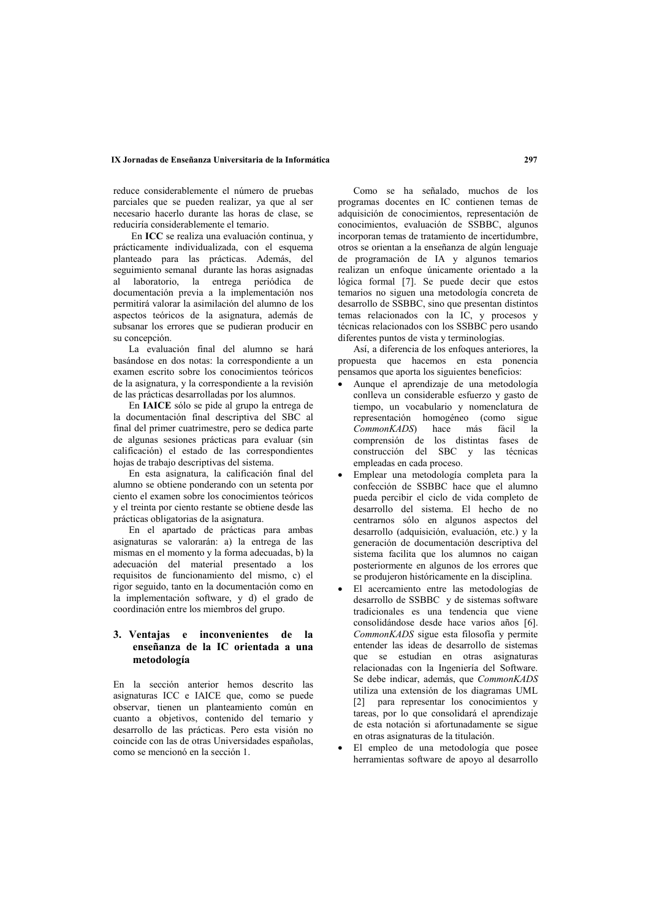reduce considerablemente el número de pruebas parciales que se pueden realizar, ya que al ser necesario hacerlo durante las horas de clase, se reduciría considerablemente el temario.

En **ICC** se realiza una evaluación continua, y prácticamente individualizada, con el esquema planteado para las prácticas. Además, del seguimiento semanal durante las horas asignadas al laboratorio, la entrega periódica de documentación previa a la implementación nos permitirá valorar la asimilación del alumno de los aspectos teóricos de la asignatura, además de subsanar los errores que se pudieran producir en su concepción.

La evaluación final del alumno se hará basándose en dos notas: la correspondiente a un examen escrito sobre los conocimientos teóricos de la asignatura, y la correspondiente a la revisión de las prácticas desarrolladas por los alumnos.

En **IAICE** sólo se pide al grupo la entrega de la documentación final descriptiva del SBC al final del primer cuatrimestre, pero se dedica parte de algunas sesiones prácticas para evaluar (sin calificación) el estado de las correspondientes hojas de trabajo descriptivas del sistema.

En esta asignatura, la calificación final del alumno se obtiene ponderando con un setenta por ciento el examen sobre los conocimientos teóricos y el treinta por ciento restante se obtiene desde las prácticas obligatorias de la asignatura.

En el apartado de prácticas para ambas asignaturas se valorarán: a) la entrega de las mismas en el momento y la forma adecuadas, b) la adecuación del material presentado a los requisitos de funcionamiento del mismo, c) el rigor seguido, tanto en la documentación como en la implementación software, y d) el grado de coordinación entre los miembros del grupo.

## 3. Ventajas e inconvenientes de la enseñanza de la IC orientada a una metodología

En la sección anterior hemos descrito las asignaturas ICC e IAICE que, como se puede observar, tienen un planteamiento común en cuanto a objetivos, contenido del temario y desarrollo de las prácticas. Pero esta visión no coincide con las de otras Universidades españolas, como se mencionó en la sección 1.

Como se ha señalado, muchos de los programas docentes en IC contienen temas de adquisición de conocimientos, representación de conocimientos, evaluación de SSBBC, algunos incorporan temas de tratamiento de incertidumbre, otros se orientan a la enseñanza de algún lenguaje de programación de IA y algunos temarios realizan un enfoque únicamente orientado a la lógica formal [7]. Se puede decir que estos temarios no siguen una metodología concreta de desarrollo de SSBBC, sino que presentan distintos temas relacionados con la IC, y procesos y técnicas relacionados con los SSBBC pero usando diferentes puntos de vista y terminologías.

Así, a diferencia de los enfoques anteriores, la propuesta que hacemos en esta ponencia pensamos que aporta los siguientes beneficios:

- Aunque el aprendizaje de una metodología conlleva un considerable esfuerzo y gasto de tiempo, un vocabulario y nomenclatura de representación homogéneo (como sigue *CommonKADS*) hace más fácil la comprensión de los distintas fases de construcción del SBC y las técnicas empleadas en cada proceso.
- Emplear una metodología completa para la confección de SSBBC hace que el alumno pueda percibir el ciclo de vida completo de desarrollo del sistema. El hecho de no centrarnos sólo en algunos aspectos del desarrollo (adquisición, evaluación, etc.) y la generación de documentación descriptiva del sistema facilita que los alumnos no caigan posteriormente en algunos de los errores que se produjeron históricamente en la disciplina.
- El acercamiento entre las metodologías de desarrollo de SSBBC y de sistemas software tradicionales es una tendencia que viene consolidándose desde hace varios años [6]. *CommonKADS* sigue esta filosofía y permite entender las ideas de desarrollo de sistemas que se estudian en otras asignaturas relacionadas con la Ingeniería del Software. Se debe indicar, además, que *CommonKADS* utiliza una extensión de los diagramas UML [2] para representar los conocimientos y tareas, por lo que consolidará el aprendizaje de esta notación si afortunadamente se sigue en otras asignaturas de la titulación.
- El empleo de una metodología que posee herramientas software de apoyo al desarrollo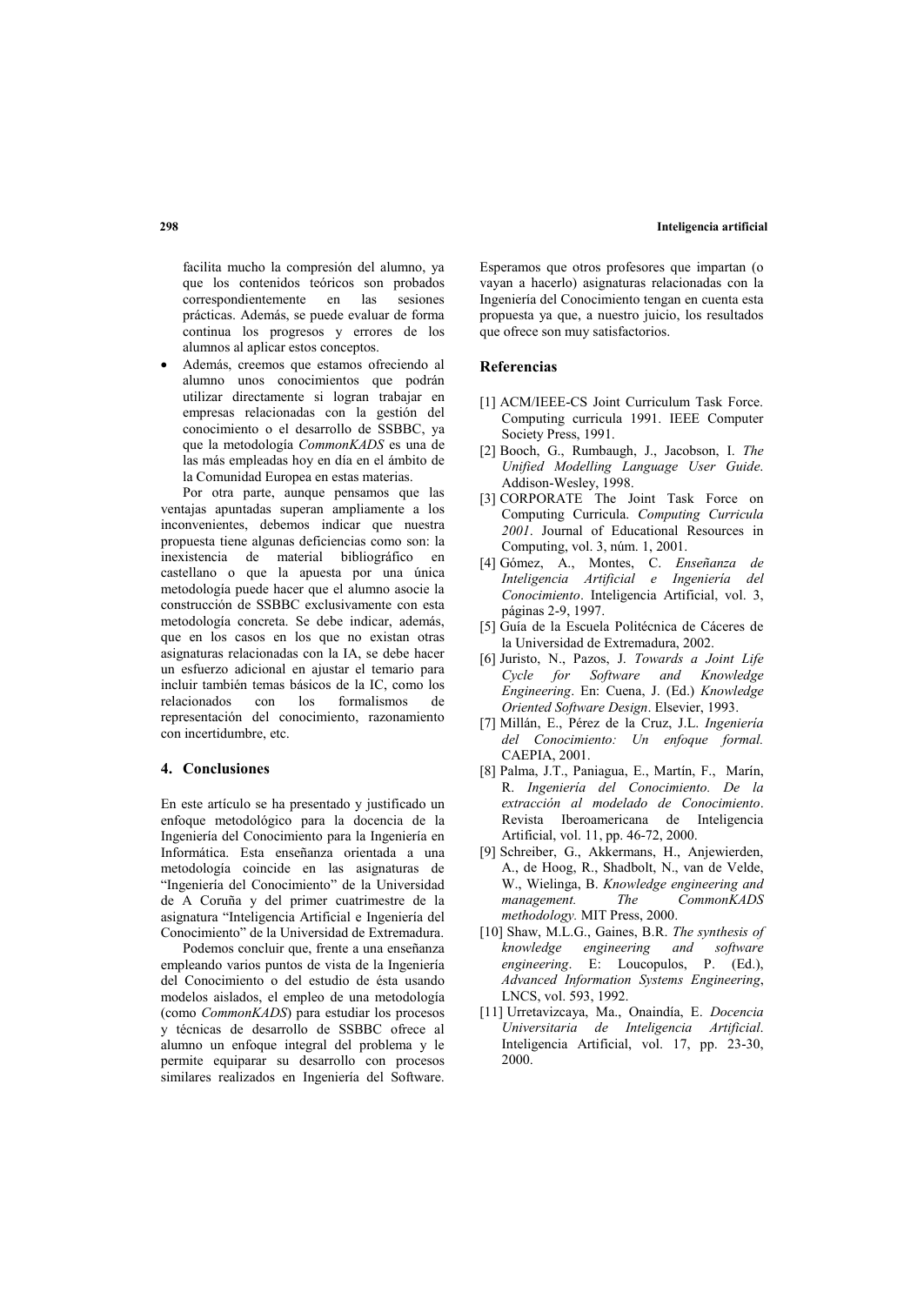facilita mucho la compresión del alumno, ya que los contenidos teóricos son probados correspondientemente en las sesiones prácticas. Además, se puede evaluar de forma continua los progresos y errores de los alumnos al aplicar estos conceptos.

- Además, creemos que estamos ofreciendo al alumno unos conocimientos que podrán utilizar directamente si logran trabajar en empresas relacionadas con la gestión del conocimiento o el desarrollo de SSBBC, ya que la metodología *CommonKADS* es una de las más empleadas hoy en día en el ámbito de la Comunidad Europea en estas materias.

Por otra parte, aunque pensamos que las ventajas apuntadas superan ampliamente a los inconvenientes, debemos indicar que nuestra propuesta tiene algunas deficiencias como son: la inexistencia de material bibliográfico en castellano o que la apuesta por una única metodología puede hacer que el alumno asocie la construcción de SSBBC exclusivamente con esta metodología concreta. Se debe indicar, además, que en los casos en los que no existan otras asignaturas relacionadas con la IA, se debe hacer un esfuerzo adicional en ajustar el temario para incluir también temas básicos de la IC, como los relacionados con los formalismos de representación del conocimiento, razonamiento con incertidumbre, etc.

## 4. Conclusiones

En este artículo se ha presentado y justificado un enfoque metodológico para la docencia de la Ingeniería del Conocimiento para la Ingeniería en Informática. Esta enseñanza orientada a una metodología coincide en las asignaturas de "Ingeniería del Conocimiento" de la Universidad de A Coruña y del primer cuatrimestre de la asignatura "Inteligencia Artificial e Ingeniería del Conocimiento" de la Universidad de Extremadura.

Podemos concluir que, frente a una enseñanza empleando varios puntos de vista de la Ingeniería del Conocimiento o del estudio de ésta usando modelos aislados, el empleo de una metodología (como *CommonKADS*) para estudiar los procesos y técnicas de desarrollo de SSBBC ofrece al alumno un enfoque integral del problema y le permite equiparar su desarrollo con procesos similares realizados en Ingeniería del Software. Esperamos que otros profesores que impartan (o vayan a hacerlo) asignaturas relacionadas con la Ingeniería del Conocimiento tengan en cuenta esta propuesta ya que, a nuestro juicio, los resultados que ofrece son muy satisfactorios.

## Referencias

[1] ACM/IEEE-CS Joint Curriculum Task Force. Computing curricula 1991. IEEE Computer Society Press, 1991.

[2] Booch, G., Rumbaugh, J., Jacobson, I. *The Unified Modelling Language User Guide*. Addison-Wesley, 1998.

[3] CORPORATE The Joint Task Force on Computing Curricula. *Computing Curricula 2001*. Journal of Educational Resources in Computing, vol. 3, núm. 1, 2001.

[4] Gómez, A., Montes, C. *Enseñanza de Inteligencia Artificial e Ingeniería del Conocimiento*. Inteligencia Artificial, vol. 3, páginas 2-9, 1997.

[5] Guía de la Escuela Politécnica de Cáceres de la Universidad de Extremadura, 2002.

[6] Juristo, N., Pazos, J. *Towards a Joint Life Cycle for Software and Knowledge Engineering*. En: Cuena, J. (Ed.) *Knowledge Oriented Software Design*. Elsevier, 1993.

[7] Millán, E., Pérez de la Cruz, J.L. *Ingeniería del Conocimiento: Un enfoque formal.* CAEPIA, 2001.

[8] Palma, J.T., Paniagua, E., Martín, F., Marín, R. *Ingeniería del Conocimiento. De la extracción al modelado de Conocimiento*. Revista Iberoamericana de Inteligencia Artificial, vol. 11, pp. 46-72, 2000.

[9] Schreiber, G., Akkermans, H., Anjewierden, A., de Hoog, R., Shadbolt, N., van de Velde, W., Wielinga, B. *Knowledge engineering and management. The CommonKADS methodology.* MIT Press, 2000.

[10] Shaw, M.L.G., Gaines, B.R. *The synthesis of knowledge engineering and software engineering*. E: Loucopulos, P. (Ed.), *Advanced Information Systems Engineering*, LNCS, vol. 593, 1992.

[11] Urretavizcaya, Ma., Onaindía, E. *Docencia Universitaria de Inteligencia Artificial*. Inteligencia Artificial, vol. 17, pp. 23-30, 2000.